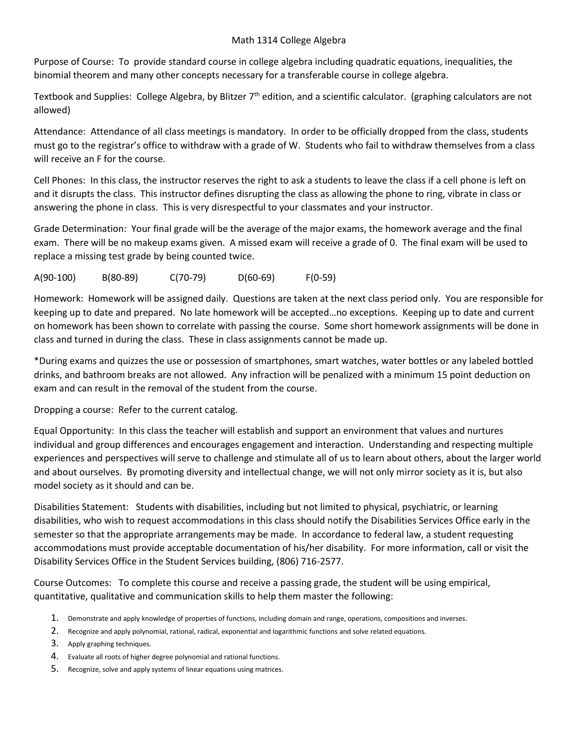# Math 1314 College Algebra

Purpose of Course: To provide standard course in college algebra including quadratic equations, inequalities, the binomial theorem and many other concepts necessary for a transferable course in college algebra.

Textbook and Supplies: College Algebra, by Blitzer 7th edition, and a scientific calculator. (graphing calculators are not allowed)

Attendance: Attendance of all class meetings is mandatory. In order to be officially dropped from the class, students must go to the registrar's office to withdraw with a grade of W. Students who fail to withdraw themselves from a class will receive an F for the course.

Cell Phones: In this class, the instructor reserves the right to ask a students to leave the class if a cell phone is left on and it disrupts the class. This instructor defines disrupting the class as allowing the phone to ring, vibrate in class or answering the phone in class. This is very disrespectful to your classmates and your instructor.

Grade Determination: Your final grade will be the average of the major exams, the homework average and the final exam. There will be no makeup exams given. A missed exam will receive a grade of 0. The final exam will be used to replace a missing test grade by being counted twice.

A(90-100) B(80-89) C(70-79) D(60-69) F(0-59)

Homework: Homework will be assigned daily. Questions are taken at the next class period only. You are responsible for keeping up to date and prepared. No late homework will be accepted…no exceptions. Keeping up to date and current on homework has been shown to correlate with passing the course. Some short homework assignments will be done in class and turned in during the class. These in class assignments cannot be made up.

*During exams and quizzes the use or possession of smartphones, smart watches, water bottles or any labeled bottled drinks, and bathroom breaks are not allowed. Any infraction will be penalized with a minimum 15 point deduction on exam and can result in the removal of the student from the course.

Dropping a course: Refer to the current catalog.

Equal Opportunity: In this class the teacher will establish and support an environment that values and nurtures individual and group differences and encourages engagement and interaction. Understanding and respecting multiple experiences and perspectives will serve to challenge and stimulate all of us to learn about others, about the larger world and about ourselves. By promoting diversity and intellectual change, we will not only mirror society as it is, but also model society as it should and can be.

Disabilities Statement: Students with disabilities, including but not limited to physical, psychiatric, or learning disabilities, who wish to request accommodations in this class should notify the Disabilities Services Office early in the semester so that the appropriate arrangements may be made. In accordance to federal law, a student requesting accommodations must provide acceptable documentation of his/her disability. For more information, call or visit the Disability Services Office in the Student Services building, (806) 716-2577.

Course Outcomes: To complete this course and receive a passing grade, the student will be using empirical, quantitative, qualitative and communication skills to help them master the following:

1. Demonstrate and apply knowledge of properties of functions, including domain and range, operations, compositions and inverses.
2. Recognize and apply polynomial, rational, radical, exponential and logarithmic functions and solve related equations.
3. Apply graphing techniques.
4. Evaluate all roots of higher degree polynomial and rational functions.
5. Recognize, solve and apply systems of linear equations using matrices.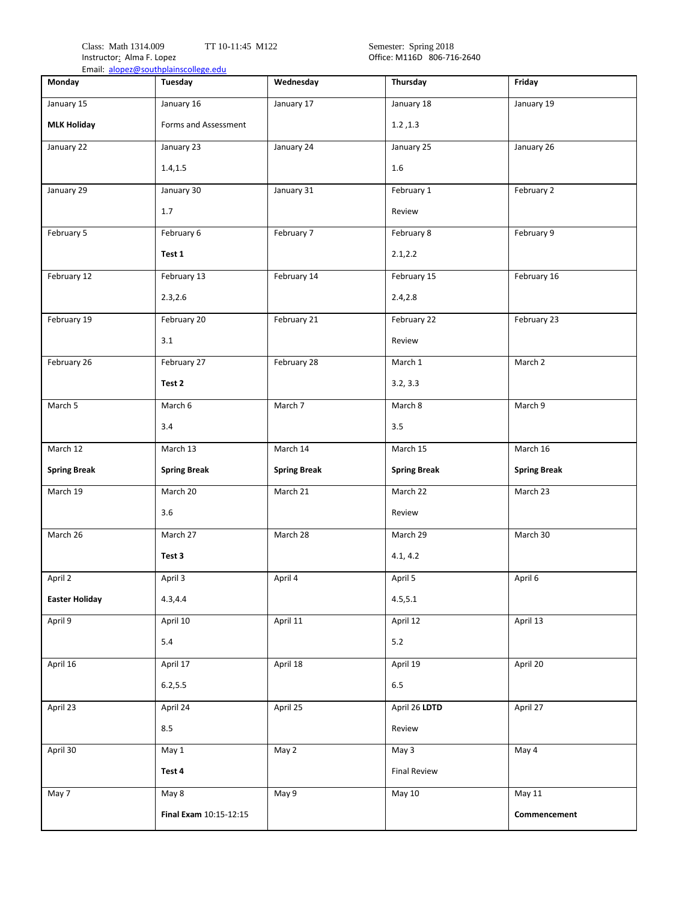Class: Math 1314.009 TT 10-11:45 M122

Instructor: Alma F. Lopez

Email: alopez@southplainscollege.edu

Semester: Spring 2018

Office: M116D 806-716-2640

| Monday | Tuesday | Wednesday | Thursday | Friday |
|---|---|---|---|---|
| January 15<br>**MLK Holiday** | January 16<br>Forms and Assessment | January 17 | January 18<br>1.2 ,1.3 | January 19 |
| January 22 | January 23<br>1.4,1.5 | January 24 | January 25<br>1.6 | January 26 |
| January 29 | January 30<br>1.7 | January 31 | February 1<br>Review | February 2 |
| February 5 | February 6<br>**Test 1** | February 7 | February 8<br>2.1,2.2 | February 9 |
| February 12 | February 13<br>2.3,2.6 | February 14 | February 15<br>2.4,2.8 | February 16 |
| February 19 | February 20<br>3.1 | February 21 | February 22<br>Review | February 23 |
| February 26 | February 27<br>**Test 2** | February 28 | March 1<br>3.2, 3.3 | March 2 |
| March 5 | March 6<br>3.4 | March 7 | March 8<br>3.5 | March 9 |
| March 12<br>**Spring Break** | March 13<br>**Spring Break** | March 14<br>**Spring Break** | March 15<br>**Spring Break** | March 16<br>**Spring Break** |
| March 19 | March 20<br>3.6 | March 21 | March 22<br>Review | March 23 |
| March 26 | March 27<br>**Test 3** | March 28 | March 29<br>4.1, 4.2 | March 30 |
| April 2<br>**Easter Holiday** | April 3<br>4.3,4.4 | April 4 | April 5<br>4.5,5.1 | April 6 |
| April 9 | April 10<br>5.4 | April 11 | April 12<br>5.2 | April 13 |
| April 16 | April 17<br>6.2,5.5 | April 18 | April 19<br>6.5 | April 20 |
| April 23 | April 24<br>8.5 | April 25 | April 26 **LDTD**<br>Review | April 27 |
| April 30 | May 1<br>**Test 4** | May 2 | May 3<br>Final Review | May 4 |
| May 7 | May 8<br>**Final Exam** 10:15-12:15 | May 9 | May 10 | May 11<br>**Commencement** |